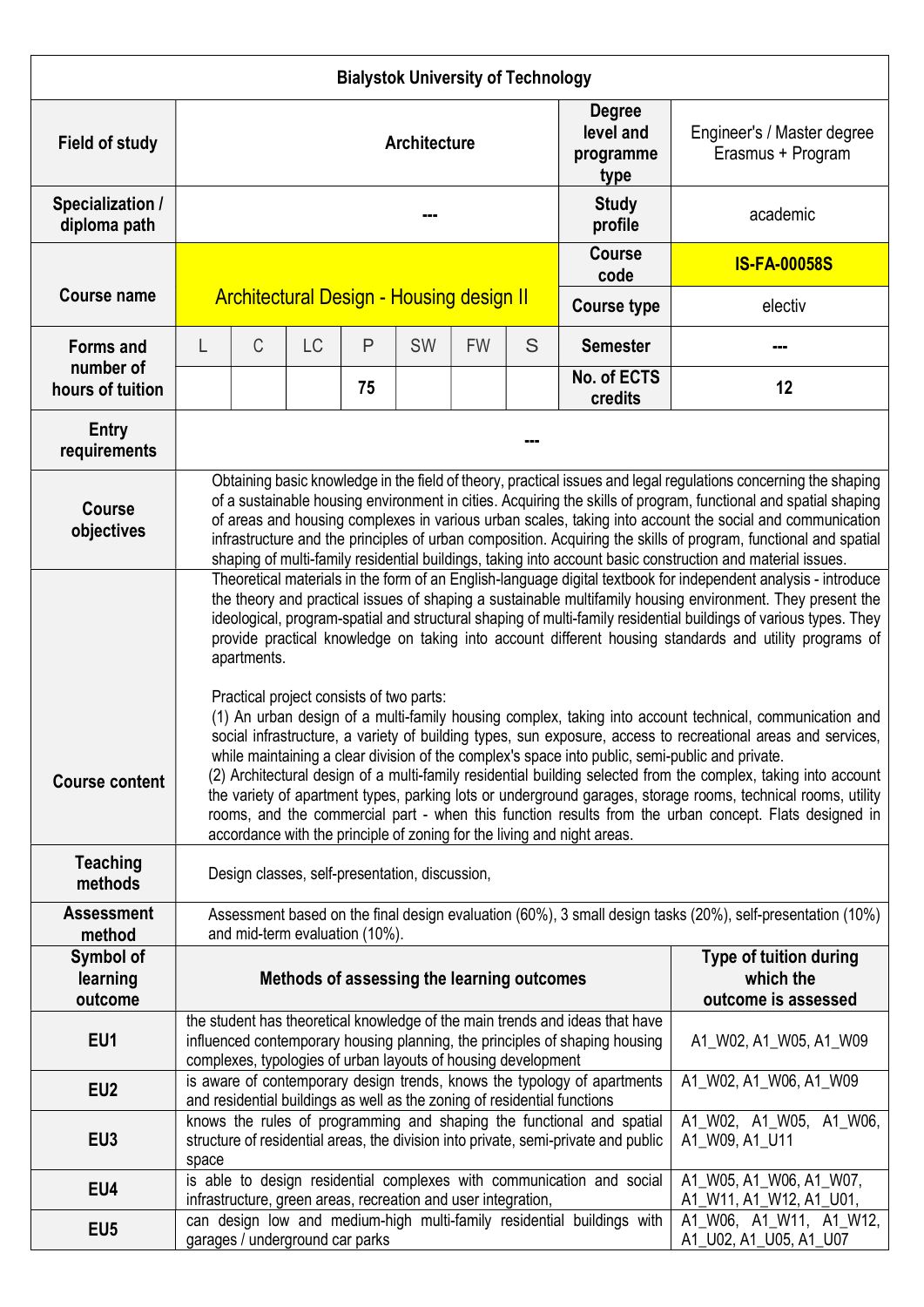| Bialystok University of Technology | | | | | | | | | |
|---|---|---|---|---|---|---|---|---|---|
| **Field of study** | **Architecture** | | | | | | | **Degree level and programme type** | Engineer's / Master degree Erasmus + Program |
| **Specialization / diploma path** | --- | | | | | | | **Study profile** | academic |
| **Course name** | Architectural Design - Housing design II | | | | | | | **Course code** | **IS-FA-00058S** |
| | | | | | | | | **Course type** | electiv |
| **Forms and number of hours of tuition** | L | C | LC | P | SW | FW | S | **Semester** | --- |
| | | | | 75 | | | | **No. of ECTS credits** | 12 |
| **Entry requirements** | --- | | | | | | | | |
| **Course objectives** | Obtaining basic knowledge in the field of theory, practical issues and legal regulations concerning the shaping of a sustainable housing environment in cities. Acquiring the skills of program, functional and spatial shaping of areas and housing complexes in various urban scales, taking into account the social and communication infrastructure and the principles of urban composition. Acquiring the skills of program, functional and spatial shaping of multi-family residential buildings, taking into account basic construction and material issues. | | | | | | | | |
| **Course content** | Theoretical materials in the form of an English-language digital textbook for independent analysis - introduce the theory and practical issues of shaping a sustainable multifamily housing environment. They present the ideological, program-spatial and structural shaping of multi-family residential buildings of various types. They provide practical knowledge on taking into account different housing standards and utility programs of apartments.<br><br>Practical project consists of two parts:<br>(1) An urban design of a multi-family housing complex, taking into account technical, communication and social infrastructure, a variety of building types, sun exposure, access to recreational areas and services, while maintaining a clear division of the complex's space into public, semi-public and private.<br>(2) Architectural design of a multi-family residential building selected from the complex, taking into account the variety of apartment types, parking lots or underground garages, storage rooms, technical rooms, utility rooms, and the commercial part - when this function results from the urban concept. Flats designed in accordance with the principle of zoning for the living and night areas. | | | | | | | | |
| **Teaching methods** | Design classes, self-presentation, discussion, | | | | | | | | |
| **Assessment method** | Assessment based on the final design evaluation (60%), 3 small design tasks (20%), self-presentation (10%) and mid-term evaluation (10%). | | | | | | | | |
| **Symbol of learning outcome** | **Methods of assessing the learning outcomes** | | | | | | | | **Type of tuition during which the outcome is assessed** |
| **EU1** | the student has theoretical knowledge of the main trends and ideas that have influenced contemporary housing planning, the principles of shaping housing complexes, typologies of urban layouts of housing development | | | | | | | | A1_W02, A1_W05, A1_W09 |
| **EU2** | is aware of contemporary design trends, knows the typology of apartments and residential buildings as well as the zoning of residential functions | | | | | | | | A1_W02, A1_W06, A1_W09 |
| **EU3** | knows the rules of programming and shaping the functional and spatial structure of residential areas, the division into private, semi-private and public space | | | | | | | | A1_W02, A1_W05, A1_W06, A1_W09, A1_U11 |
| **EU4** | is able to design residential complexes with communication and social infrastructure, green areas, recreation and user integration, | | | | | | | | A1_W05, A1_W06, A1_W07, A1_W11, A1_W12, A1_U01, |
| **EU5** | can design low and medium-high multi-family residential buildings with garages / underground car parks | | | | | | | | A1_W06, A1_W11, A1_W12, A1_U02, A1_U05, A1_U07 |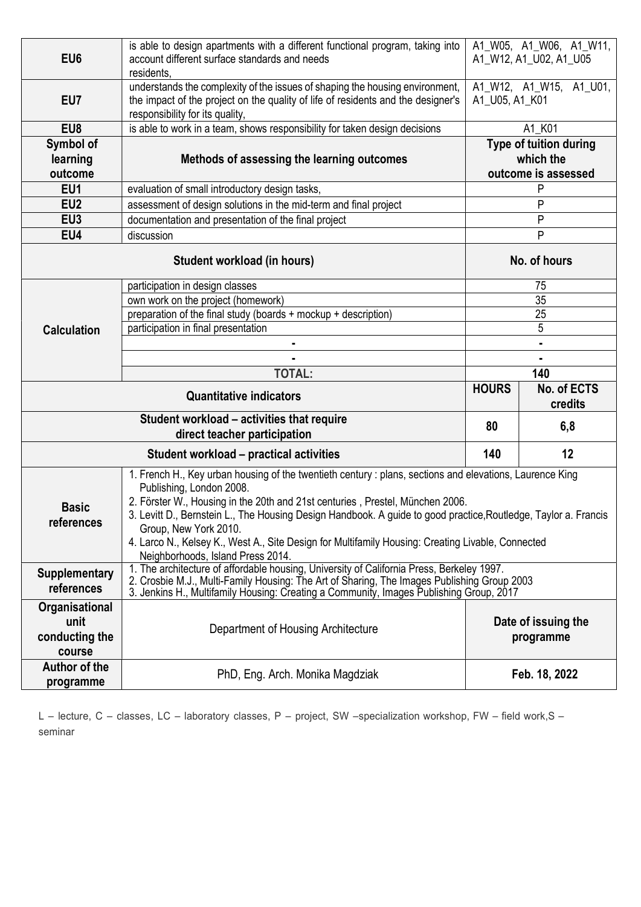| | | |
|---|---|---|
| **EU6** | is able to design apartments with a different functional program, taking into account different surface standards and needs residents, | A1_W05, A1_W06, A1_W11, A1_W12, A1_U02, A1_U05 |
| **EU7** | understands the complexity of the issues of shaping the housing environment, the impact of the project on the quality of life of residents and the designer's responsibility for its quality, | A1_W12, A1_W15, A1_U01, A1_U05, A1_K01 |
| **EU8** | is able to work in a team, shows responsibility for taken design decisions | A1_K01 |
| **Symbol of learning outcome** | **Methods of assessing the learning outcomes** | **Type of tuition during which the outcome is assessed** |
| **EU1** | evaluation of small introductory design tasks, | P |
| **EU2** | assessment of design solutions in the mid-term and final project | P |
| **EU3** | documentation and presentation of the final project | P |
| **EU4** | discussion | P |

| | | | |
|---|---|---|---|
| **Student workload (in hours)** | | **No. of hours** | |
| **Calculation** | participation in design classes | 75 | |
| | own work on the project (homework) | 35 | |
| | preparation of the final study (boards + mockup + description) | 25 | |
| | participation in final presentation | 5 | |
| | - | - | |
| | - | - | |
| | **TOTAL:** | **140** | |
| **Quantitative indicators** | | **HOURS** | **No. of ECTS credits** |
| **Student workload – activities that require direct teacher participation** | | **80** | **6,8** |
| **Student workload – practical activities** | | **140** | **12** |

| | |
|---|---|
| **Basic references** | 1. French H., Key urban housing of the twentieth century : plans, sections and elevations, Laurence King Publishing, London 2008.<br>2. Förster W., Housing in the 20th and 21st centuries , Prestel, München 2006.<br>3. Levitt D., Bernstein L., The Housing Design Handbook. A guide to good practice,Routledge, Taylor a. Francis Group, New York 2010.<br>4. Larco N., Kelsey K., West A., Site Design for Multifamily Housing: Creating Livable, Connected Neighborhoods, Island Press 2014. |
| **Supplementary references** | 1. The architecture of affordable housing, University of California Press, Berkeley 1997.<br>2. Crosbie M.J., Multi-Family Housing: The Art of Sharing, The Images Publishing Group 2003<br>3. Jenkins H., Multifamily Housing: Creating a Community, Images Publishing Group, 2017 |

| | | |
|---|---|---|
| **Organisational unit conducting the course** | Department of Housing Architecture | **Date of issuing the programme** |
| **Author of the programme** | PhD, Eng. Arch. Monika Magdziak | **Feb. 18, 2022** |

L – lecture, C – classes, LC – laboratory classes, P – project, SW –specialization workshop, FW – field work,S – seminar